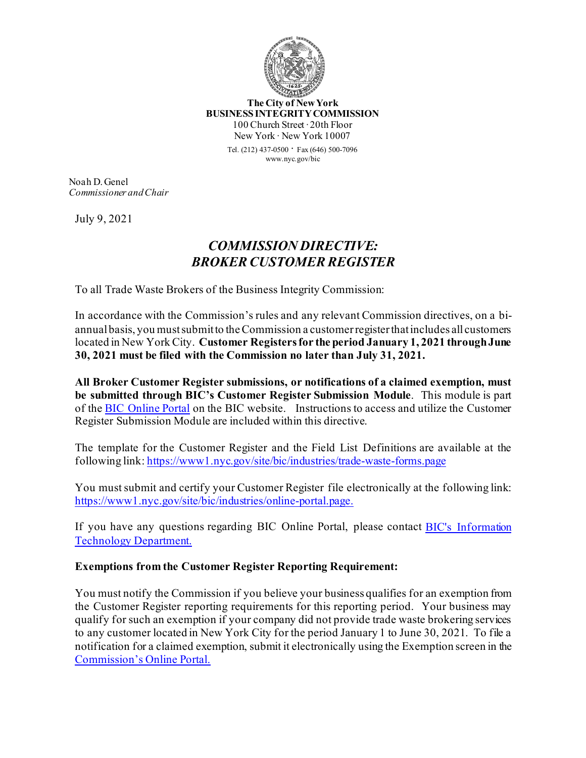**The City of New York**
**BUSINESS INTEGRITY COMMISSION**
100 Church Street · 20th Floor
New York · New York 10007
Tel. (212) 437-0500 · Fax (646) 500-7096
www.nyc.gov/bic

Noah D. Genel
*Commissioner and Chair*

July 9, 2021

## *COMMISSION DIRECTIVE: BROKER CUSTOMER REGISTER*

To all Trade Waste Brokers of the Business Integrity Commission:

In accordance with the Commission's rules and any relevant Commission directives, on a bi-annual basis, you must submit to the Commission a customer register that includes all customers located in New York City. **Customer Registers for the period January 1, 2021 through June 30, 2021 must be filed with the Commission no later than July 31, 2021.**

**All Broker Customer Register submissions, or notifications of a claimed exemption, must be submitted through BIC's Customer Register Submission Module**. This module is part of the BIC Online Portal on the BIC website. Instructions to access and utilize the Customer Register Submission Module are included within this directive.

The template for the Customer Register and the Field List Definitions are available at the following link: https://www1.nyc.gov/site/bic/industries/trade-waste-forms.page

You must submit and certify your Customer Register file electronically at the following link: https://www1.nyc.gov/site/bic/industries/online-portal.page.

If you have any questions regarding BIC Online Portal, please contact BIC's Information Technology Department.

**Exemptions from the Customer Register Reporting Requirement:**

You must notify the Commission if you believe your business qualifies for an exemption from the Customer Register reporting requirements for this reporting period. Your business may qualify for such an exemption if your company did not provide trade waste brokering services to any customer located in New York City for the period January 1 to June 30, 2021. To file a notification for a claimed exemption, submit it electronically using the Exemption screen in the Commission's Online Portal.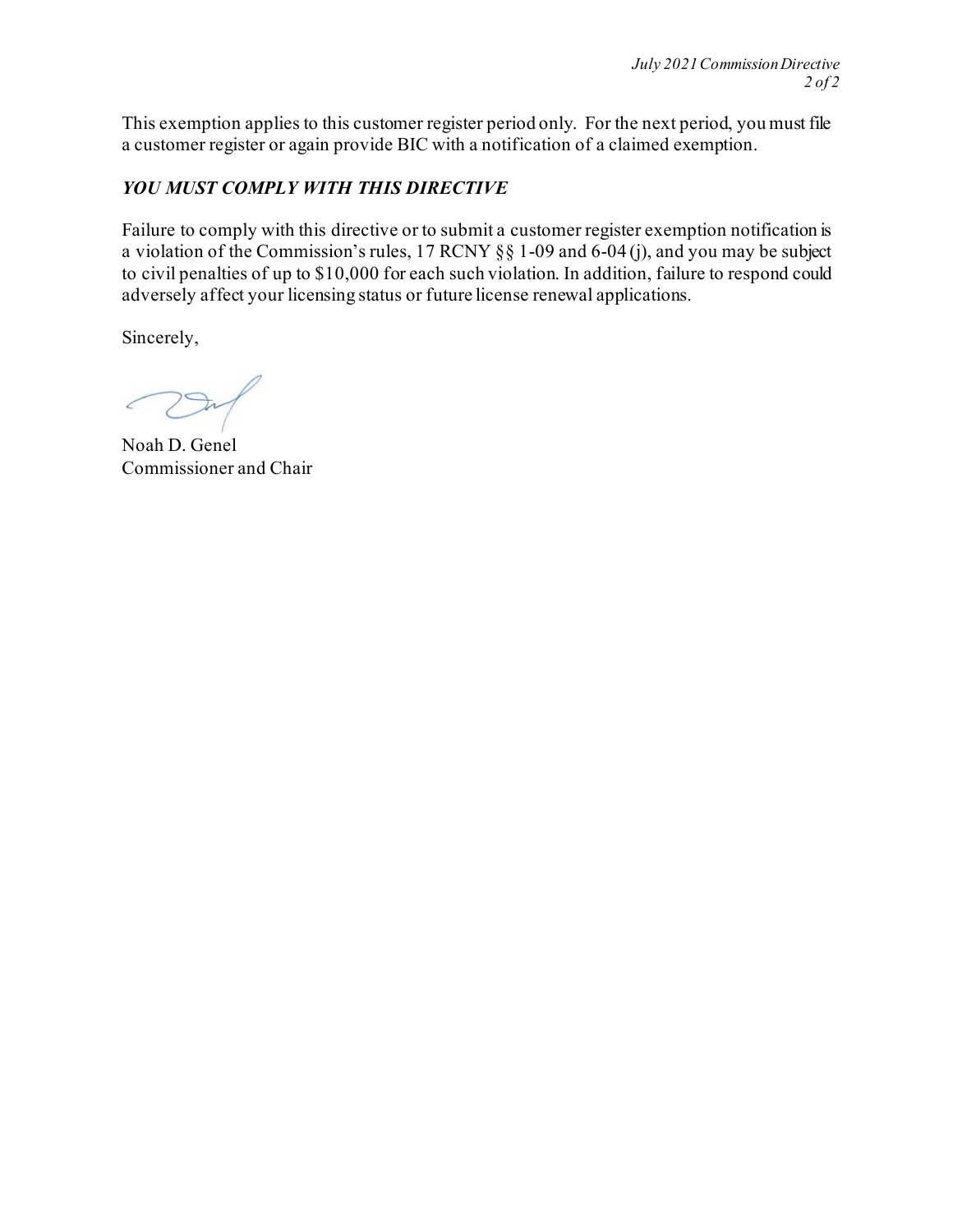This exemption applies to this customer register period only. For the next period, you must file a customer register or again provide BIC with a notification of a claimed exemption.

***YOU MUST COMPLY WITH THIS DIRECTIVE***

Failure to comply with this directive or to submit a customer register exemption notification is a violation of the Commission's rules, 17 RCNY §§ 1-09 and 6-04 (j), and you may be subject to civil penalties of up to $10,000 for each such violation. In addition, failure to respond could adversely affect your licensing status or future license renewal applications.

Sincerely,

Noah D. Genel
Commissioner and Chair